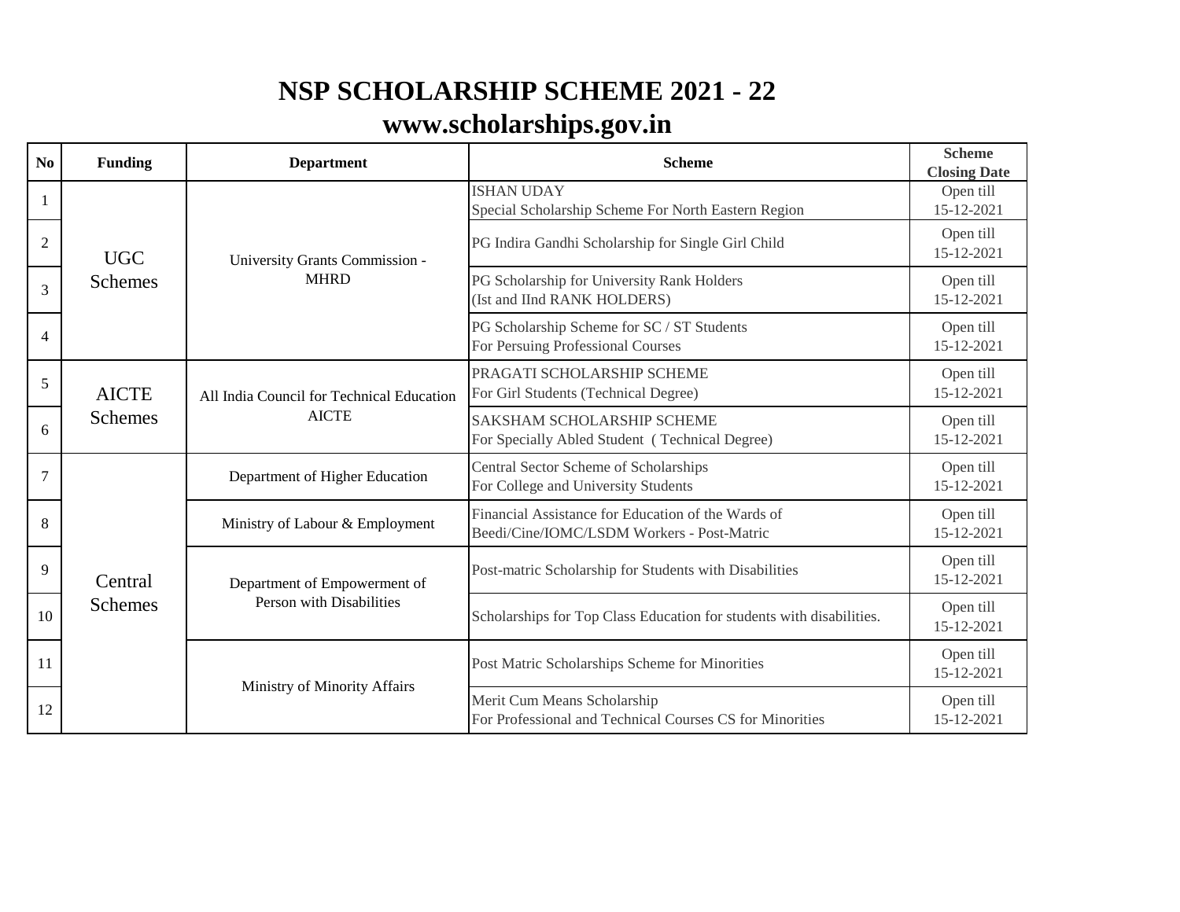# NSP SCHOLARSHIP SCHEME 2021 - 22

## www.scholarships.gov.in

| No | Funding | Department | Scheme | Scheme Closing Date |
|---|---|---|---|---|
| 1 | UGC Schemes | University Grants Commission - MHRD | ISHAN UDAY<br>Special Scholarship Scheme For North Eastern Region | Open till 15-12-2021 |
| 2 | | | PG Indira Gandhi Scholarship for Single Girl Child | Open till 15-12-2021 |
| 3 | | | PG Scholarship for University Rank Holders<br>(Ist and IInd RANK HOLDERS) | Open till 15-12-2021 |
| 4 | | | PG Scholarship Scheme for SC / ST Students<br>For Persuing Professional Courses | Open till 15-12-2021 |
| 5 | AICTE Schemes | All India Council for Technical Education AICTE | PRAGATI SCHOLARSHIP SCHEME<br>For Girl Students (Technical Degree) | Open till 15-12-2021 |
| 6 | | | SAKSHAM SCHOLARSHIP SCHEME<br>For Specially Abled Student ( Technical Degree) | Open till 15-12-2021 |
| 7 | Central Schemes | Department of Higher Education | Central Sector Scheme of Scholarships<br>For College and University Students | Open till 15-12-2021 |
| 8 | | Ministry of Labour & Employment | Financial Assistance for Education of the Wards of<br>Beedi/Cine/IOMC/LSDM Workers - Post-Matric | Open till 15-12-2021 |
| 9 | | Department of Empowerment of Person with Disabilities | Post-matric Scholarship for Students with Disabilities | Open till 15-12-2021 |
| 10 | | | Scholarships for Top Class Education for students with disabilities. | Open till 15-12-2021 |
| 11 | | Ministry of Minority Affairs | Post Matric Scholarships Scheme for Minorities | Open till 15-12-2021 |
| 12 | | | Merit Cum Means Scholarship<br>For Professional and Technical Courses CS for Minorities | Open till 15-12-2021 |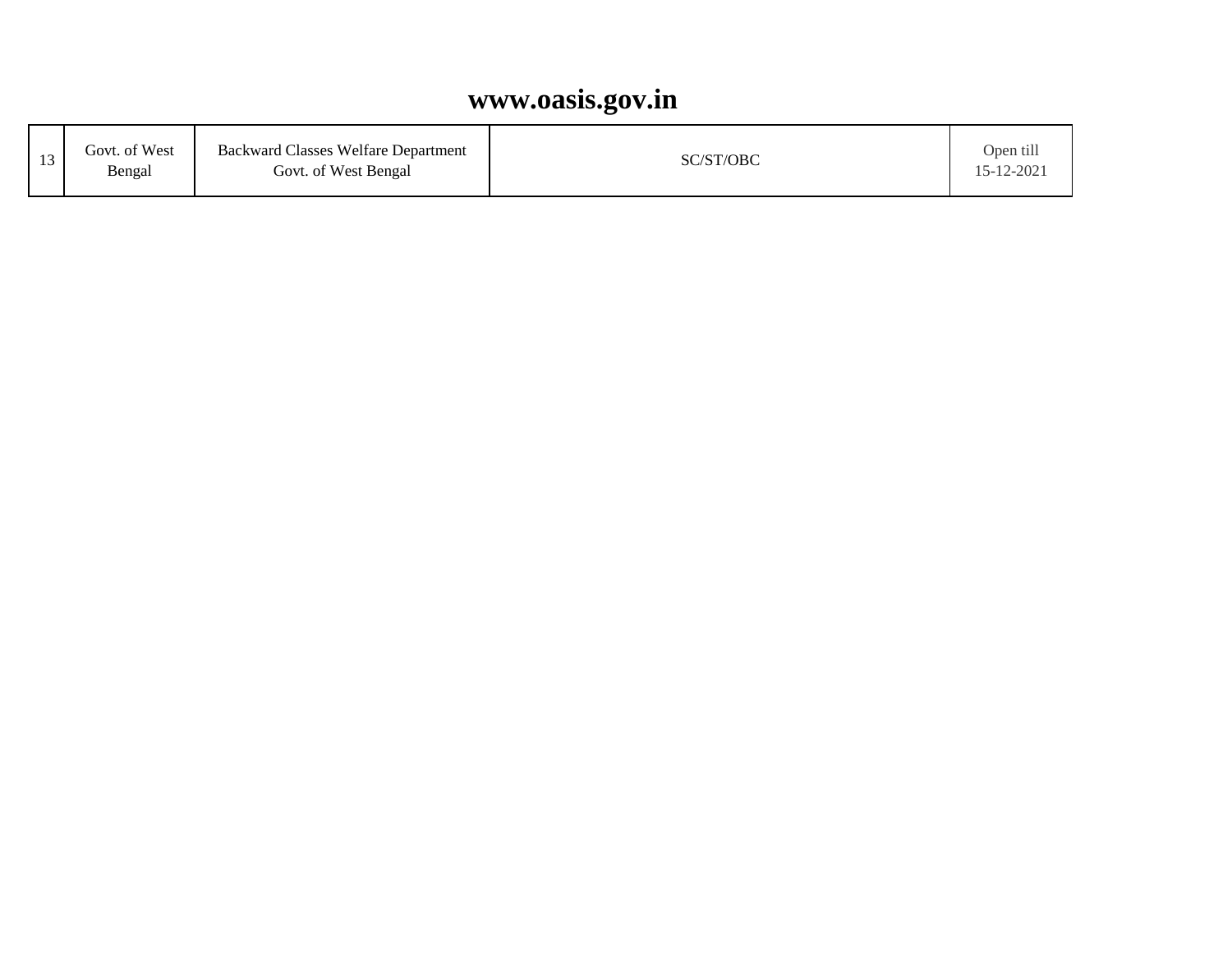**www.oasis.gov.in**

| | | | | |
|---|---|---|---|---|
| 13 | Govt. of West Bengal | Backward Classes Welfare Department Govt. of West Bengal | SC/ST/OBC | Open till 15-12-2021 |